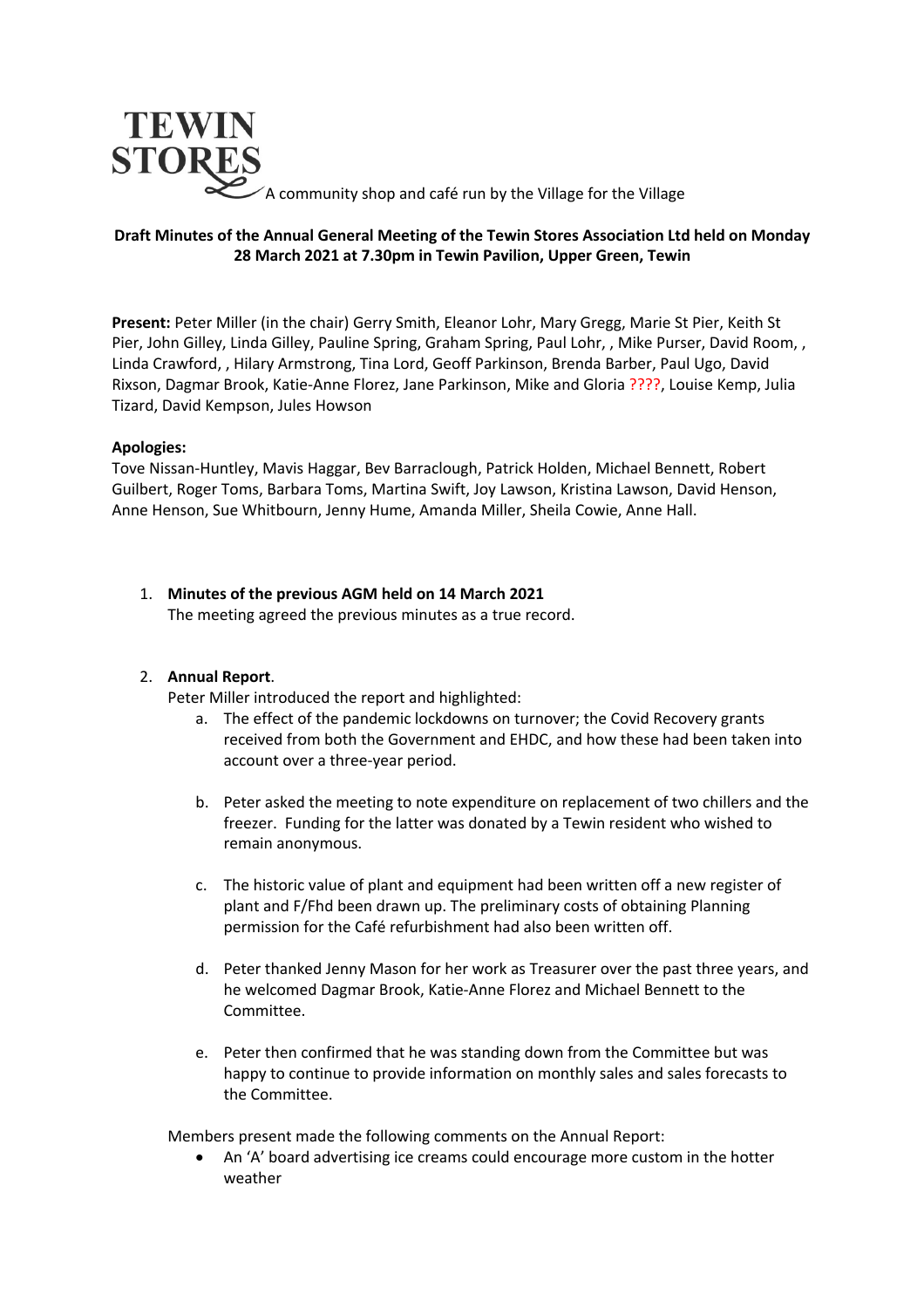**TEWIN STORES** A community shop and café run by the Village for the Village

**Draft Minutes of the Annual General Meeting of the Tewin Stores Association Ltd held on Monday 28 March 2021 at 7.30pm in Tewin Pavilion, Upper Green, Tewin**

**Present:** Peter Miller (in the chair) Gerry Smith, Eleanor Lohr, Mary Gregg, Marie St Pier, Keith St Pier, John Gilley, Linda Gilley, Pauline Spring, Graham Spring, Paul Lohr, , Mike Purser, David Room, , Linda Crawford, , Hilary Armstrong, Tina Lord, Geoff Parkinson, Brenda Barber, Paul Ugo, David Rixson, Dagmar Brook, Katie-Anne Florez, Jane Parkinson, Mike and Gloria ????, Louise Kemp, Julia Tizard, David Kempson, Jules Howson

**Apologies:**
Tove Nissan-Huntley, Mavis Haggar, Bev Barraclough, Patrick Holden, Michael Bennett, Robert Guilbert, Roger Toms, Barbara Toms, Martina Swift, Joy Lawson, Kristina Lawson, David Henson, Anne Henson, Sue Whitbourn, Jenny Hume, Amanda Miller, Sheila Cowie, Anne Hall.

1. **Minutes of the previous AGM held on 14 March 2021**
   The meeting agreed the previous minutes as a true record.

2. **Annual Report**.
   Peter Miller introduced the report and highlighted:
   a. The effect of the pandemic lockdowns on turnover; the Covid Recovery grants received from both the Government and EHDC, and how these had been taken into account over a three-year period.

   b. Peter asked the meeting to note expenditure on replacement of two chillers and the freezer. Funding for the latter was donated by a Tewin resident who wished to remain anonymous.

   c. The historic value of plant and equipment had been written off a new register of plant and F/Fhd been drawn up. The preliminary costs of obtaining Planning permission for the Café refurbishment had also been written off.

   d. Peter thanked Jenny Mason for her work as Treasurer over the past three years, and he welcomed Dagmar Brook, Katie-Anne Florez and Michael Bennett to the Committee.

   e. Peter then confirmed that he was standing down from the Committee but was happy to continue to provide information on monthly sales and sales forecasts to the Committee.

   Members present made the following comments on the Annual Report:
   - An 'A' board advertising ice creams could encourage more custom in the hotter weather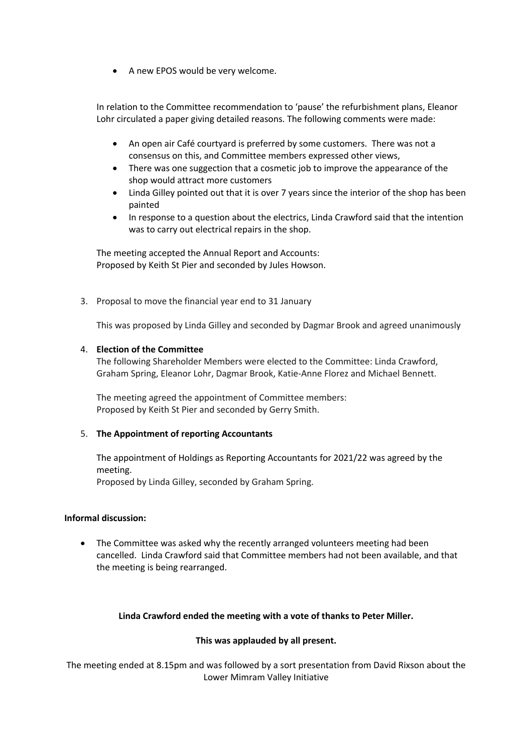- A new EPOS would be very welcome.

In relation to the Committee recommendation to 'pause' the refurbishment plans, Eleanor Lohr circulated a paper giving detailed reasons. The following comments were made:

- An open air Café courtyard is preferred by some customers. There was not a consensus on this, and Committee members expressed other views,
- There was one suggection that a cosmetic job to improve the appearance of the shop would attract more customers
- Linda Gilley pointed out that it is over 7 years since the interior of the shop has been painted
- In response to a question about the electrics, Linda Crawford said that the intention was to carry out electrical repairs in the shop.

The meeting accepted the Annual Report and Accounts:
Proposed by Keith St Pier and seconded by Jules Howson.

3. Proposal to move the financial year end to 31 January

   This was proposed by Linda Gilley and seconded by Dagmar Brook and agreed unanimously

4. **Election of the Committee**

   The following Shareholder Members were elected to the Committee: Linda Crawford, Graham Spring, Eleanor Lohr, Dagmar Brook, Katie-Anne Florez and Michael Bennett.

   The meeting agreed the appointment of Committee members:
   Proposed by Keith St Pier and seconded by Gerry Smith.

5. **The Appointment of reporting Accountants**

   The appointment of Holdings as Reporting Accountants for 2021/22 was agreed by the meeting.
   Proposed by Linda Gilley, seconded by Graham Spring.

**Informal discussion:**

- The Committee was asked why the recently arranged volunteers meeting had been cancelled. Linda Crawford said that Committee members had not been available, and that the meeting is being rearranged.

**Linda Crawford ended the meeting with a vote of thanks to Peter Miller.**

**This was applauded by all present.**

The meeting ended at 8.15pm and was followed by a sort presentation from David Rixson about the Lower Mimram Valley Initiative